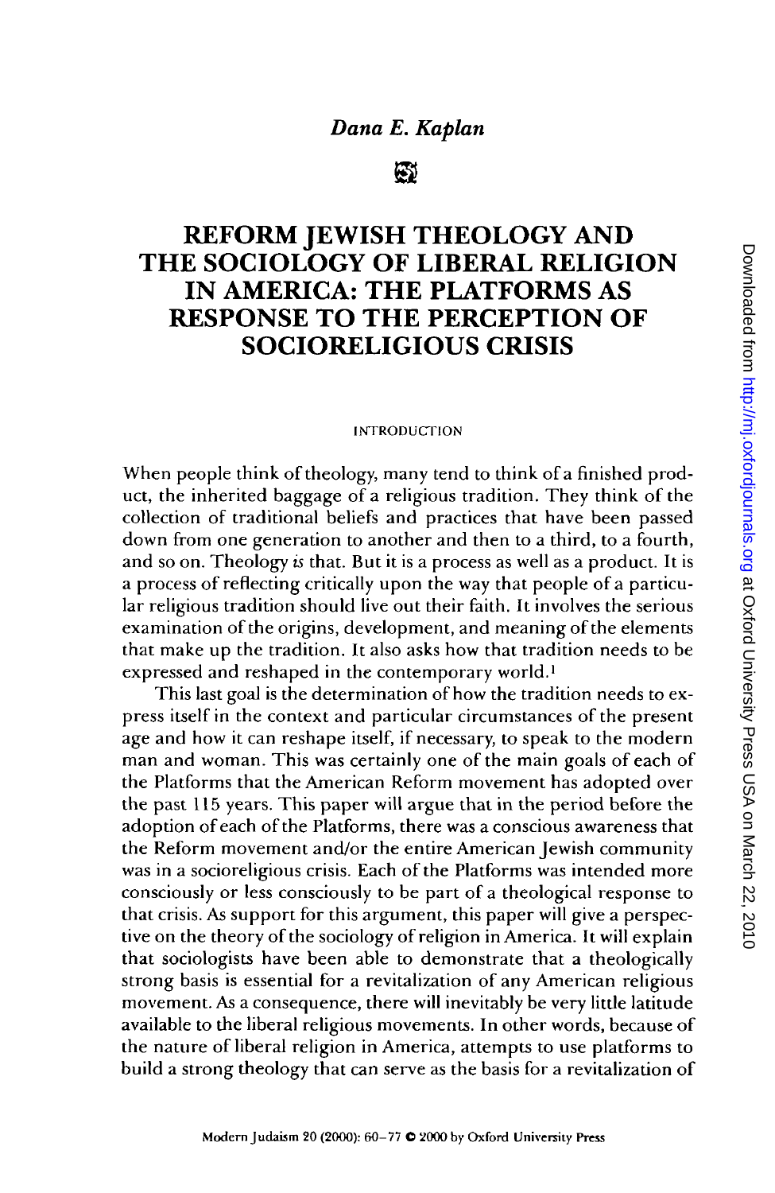*Dana E. Kaplan*

# REFORM JEWISH THEOLOGY AND THE SOCIOLOGY OF LIBERAL RELIGION IN AMERICA: THE PLATFORMS AS RESPONSE TO THE PERCEPTION OF SOCIORELIGIOUS CRISIS

## INTRODUCTION

When people think of theology, many tend to think of a finished product, the inherited baggage of a religious tradition. They think of the collection of traditional beliefs and practices that have been passed down from one generation to another and then to a third, to a fourth, and so on. Theology *is* that. But it is a process as well as a product. It is a process of reflecting critically upon the way that people of a particular religious tradition should live out their faith. It involves the serious examination of the origins, development, and meaning of the elements that make up the tradition. It also asks how that tradition needs to be expressed and reshaped in the contemporary world.[1]

This last goal is the determination of how the tradition needs to express itself in the context and particular circumstances of the present age and how it can reshape itself, if necessary, to speak to the modern man and woman. This was certainly one of the main goals of each of the Platforms that the American Reform movement has adopted over the past 115 years. This paper will argue that in the period before the adoption of each of the Platforms, there was a conscious awareness that the Reform movement and/or the entire American Jewish community was in a socioreligious crisis. Each of the Platforms was intended more consciously or less consciously to be part of a theological response to that crisis. As support for this argument, this paper will give a perspective on the theory of the sociology of religion in America. It will explain that sociologists have been able to demonstrate that a theologically strong basis is essential for a revitalization of any American religious movement. As a consequence, there will inevitably be very little latitude available to the liberal religious movements. In other words, because of the nature of liberal religion in America, attempts to use platforms to build a strong theology that can serve as the basis for a revitalization of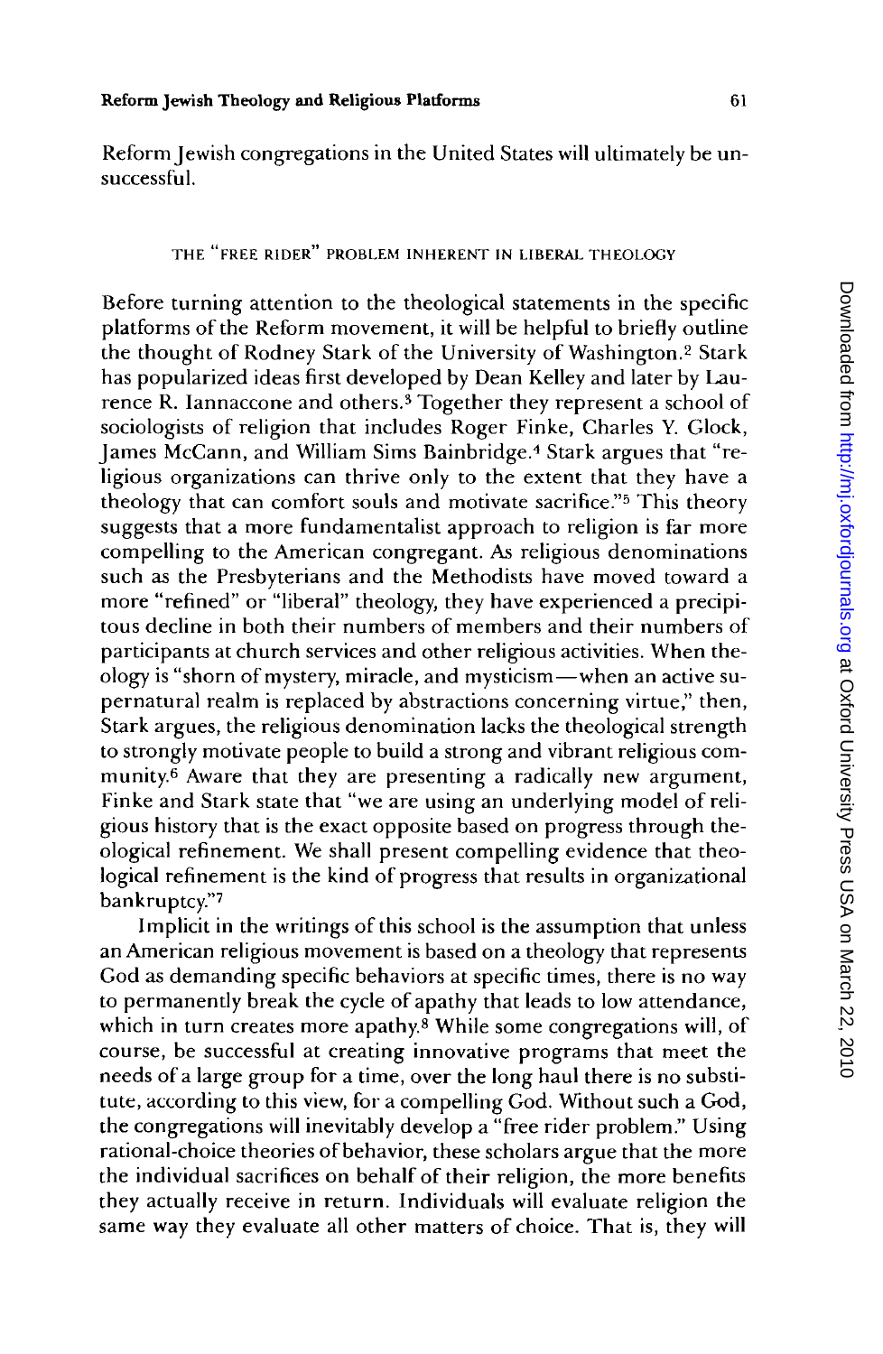Reform Jewish congregations in the United States will ultimately be unsuccessful.

## THE "FREE RIDER" PROBLEM INHERENT IN LIBERAL THEOLOGY

Before turning attention to the theological statements in the specific platforms of the Reform movement, it will be helpful to briefly outline the thought of Rodney Stark of the University of Washington.[2] Stark has popularized ideas first developed by Dean Kelley and later by Laurence R. Iannaccone and others.[3] Together they represent a school of sociologists of religion that includes Roger Finke, Charles Y. Glock, James McCann, and William Sims Bainbridge.[4] Stark argues that "religious organizations can thrive only to the extent that they have a theology that can comfort souls and motivate sacrifice."[5] This theory suggests that a more fundamentalist approach to religion is far more compelling to the American congregant. As religious denominations such as the Presbyterians and the Methodists have moved toward a more "refined" or "liberal" theology, they have experienced a precipitous decline in both their numbers of members and their numbers of participants at church services and other religious activities. When theology is "shorn of mystery, miracle, and mysticism—when an active supernatural realm is replaced by abstractions concerning virtue," then, Stark argues, the religious denomination lacks the theological strength to strongly motivate people to build a strong and vibrant religious community.[6] Aware that they are presenting a radically new argument, Finke and Stark state that "we are using an underlying model of religious history that is the exact opposite based on progress through theological refinement. We shall present compelling evidence that theological refinement is the kind of progress that results in organizational bankruptcy."[7]

Implicit in the writings of this school is the assumption that unless an American religious movement is based on a theology that represents God as demanding specific behaviors at specific times, there is no way to permanently break the cycle of apathy that leads to low attendance, which in turn creates more apathy.[8] While some congregations will, of course, be successful at creating innovative programs that meet the needs of a large group for a time, over the long haul there is no substitute, according to this view, for a compelling God. Without such a God, the congregations will inevitably develop a "free rider problem." Using rational-choice theories of behavior, these scholars argue that the more the individual sacrifices on behalf of their religion, the more benefits they actually receive in return. Individuals will evaluate religion the same way they evaluate all other matters of choice. That is, they will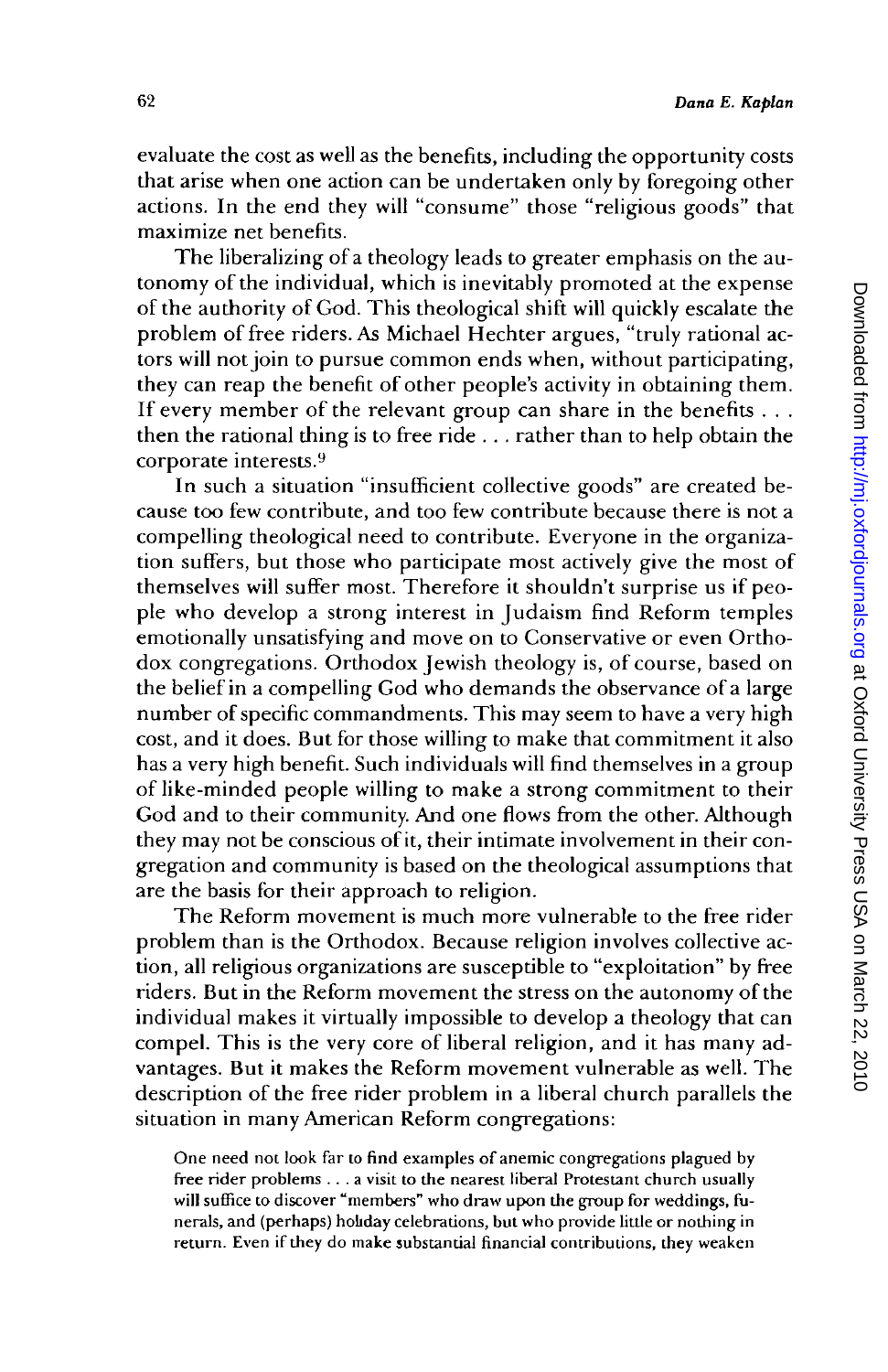evaluate the cost as well as the benefits, including the opportunity costs that arise when one action can be undertaken only by foregoing other actions. In the end they will "consume" those "religious goods" that maximize net benefits.

The liberalizing of a theology leads to greater emphasis on the autonomy of the individual, which is inevitably promoted at the expense of the authority of God. This theological shift will quickly escalate the problem of free riders. As Michael Hechter argues, "truly rational actors will not join to pursue common ends when, without participating, they can reap the benefit of other people's activity in obtaining them. If every member of the relevant group can share in the benefits . . . then the rational thing is to free ride . . . rather than to help obtain the corporate interests.[9]

In such a situation "insufficient collective goods" are created because too few contribute, and too few contribute because there is not a compelling theological need to contribute. Everyone in the organization suffers, but those who participate most actively give the most of themselves will suffer most. Therefore it shouldn't surprise us if people who develop a strong interest in Judaism find Reform temples emotionally unsatisfying and move on to Conservative or even Orthodox congregations. Orthodox Jewish theology is, of course, based on the belief in a compelling God who demands the observance of a large number of specific commandments. This may seem to have a very high cost, and it does. But for those willing to make that commitment it also has a very high benefit. Such individuals will find themselves in a group of like-minded people willing to make a strong commitment to their God and to their community. And one flows from the other. Although they may not be conscious of it, their intimate involvement in their congregation and community is based on the theological assumptions that are the basis for their approach to religion.

The Reform movement is much more vulnerable to the free rider problem than is the Orthodox. Because religion involves collective action, all religious organizations are susceptible to "exploitation" by free riders. But in the Reform movement the stress on the autonomy of the individual makes it virtually impossible to develop a theology that can compel. This is the very core of liberal religion, and it has many advantages. But it makes the Reform movement vulnerable as well. The description of the free rider problem in a liberal church parallels the situation in many American Reform congregations:

> One need not look far to find examples of anemic congregations plagued by free rider problems . . . a visit to the nearest liberal Protestant church usually will suffice to discover "members" who draw upon the group for weddings, funerals, and (perhaps) holiday celebrations, but who provide little or nothing in return. Even if they do make substantial financial contributions, they weaken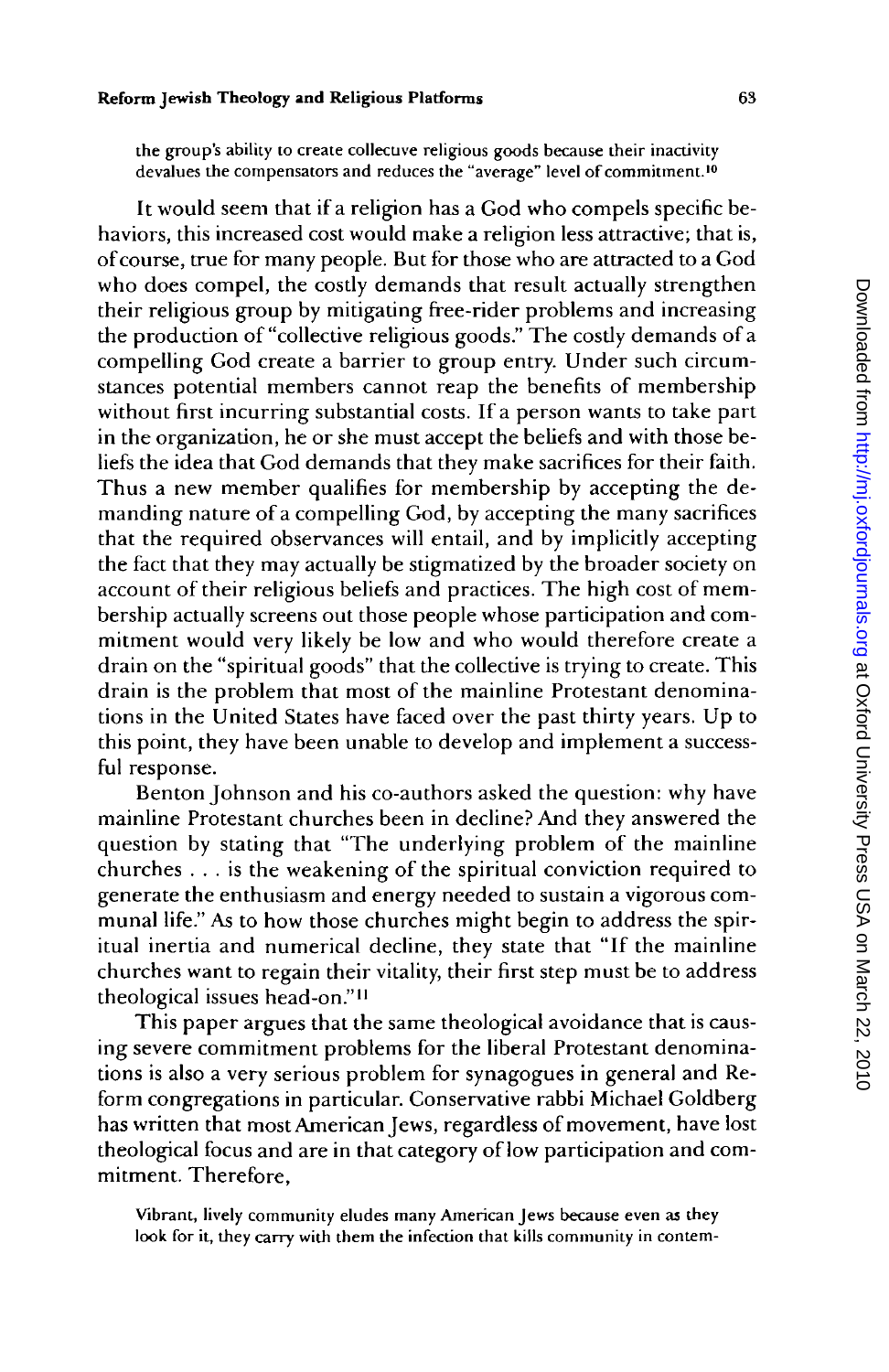the group's ability to create collecuve religious goods because their inactivity devalues the compensators and reduces the "average" level of commitment.[10]

It would seem that if a religion has a God who compels specific behaviors, this increased cost would make a religion less attractive; that is, of course, true for many people. But for those who are attracted to a God who does compel, the costly demands that result actually strengthen their religious group by mitigating free-rider problems and increasing the production of "collective religious goods." The costly demands of a compelling God create a barrier to group entry. Under such circumstances potential members cannot reap the benefits of membership without first incurring substantial costs. If a person wants to take part in the organization, he or she must accept the beliefs and with those beliefs the idea that God demands that they make sacrifices for their faith. Thus a new member qualifies for membership by accepting the demanding nature of a compelling God, by accepting the many sacrifices that the required observances will entail, and by implicitly accepting the fact that they may actually be stigmatized by the broader society on account of their religious beliefs and practices. The high cost of membership actually screens out those people whose participation and commitment would very likely be low and who would therefore create a drain on the "spiritual goods" that the collective is trying to create. This drain is the problem that most of the mainline Protestant denominations in the United States have faced over the past thirty years. Up to this point, they have been unable to develop and implement a successful response.

Benton Johnson and his co-authors asked the question: why have mainline Protestant churches been in decline? And they answered the question by stating that "The underlying problem of the mainline churches . . . is the weakening of the spiritual conviction required to generate the enthusiasm and energy needed to sustain a vigorous communal life." As to how those churches might begin to address the spiritual inertia and numerical decline, they state that "If the mainline churches want to regain their vitality, their first step must be to address theological issues head-on."[11]

This paper argues that the same theological avoidance that is causing severe commitment problems for the liberal Protestant denominations is also a very serious problem for synagogues in general and Reform congregations in particular. Conservative rabbi Michael Goldberg has written that most American Jews, regardless of movement, have lost theological focus and are in that category of low participation and commitment. Therefore,

Vibrant, lively community eludes many American Jews because even as they look for it, they carry with them the infection that kills community in contem-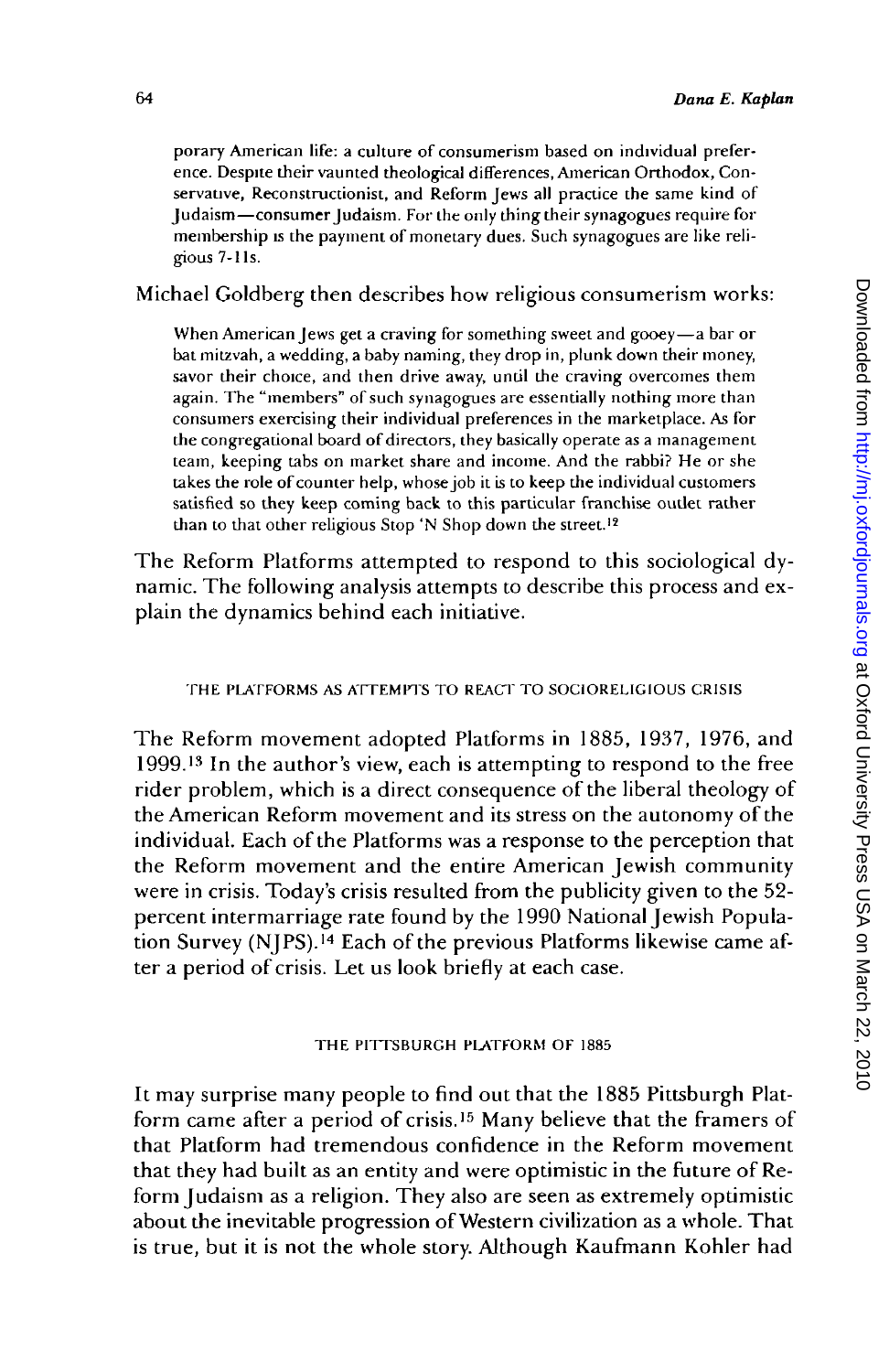porary American life: a culture of consumerism based on individual preference. Despite their vaunted theological differences, American Orthodox, Conservative, Reconstructionist, and Reform Jews all practice the same kind of Judaism—consumer Judaism. For the only thing their synagogues require for membership is the payment of monetary dues. Such synagogues are like religious 7-11s.

Michael Goldberg then describes how religious consumerism works:

> When American Jews get a craving for something sweet and gooey—a bar or bat mitzvah, a wedding, a baby naming, they drop in, plunk down their money, savor their choice, and then drive away, until the craving overcomes them again. The "members" of such synagogues are essentially nothing more than consumers exercising their individual preferences in the marketplace. As for the congregational board of directors, they basically operate as a management team, keeping tabs on market share and income. And the rabbi? He or she takes the role of counter help, whose job it is to keep the individual customers satisfied so they keep coming back to this particular franchise outlet rather than to that other religious Stop 'N Shop down the street.[12]

The Reform Platforms attempted to respond to this sociological dynamic. The following analysis attempts to describe this process and explain the dynamics behind each initiative.

## THE PLATFORMS AS ATTEMPTS TO REACT TO SOCIORELIGIOUS CRISIS

The Reform movement adopted Platforms in 1885, 1937, 1976, and 1999.[13] In the author's view, each is attempting to respond to the free rider problem, which is a direct consequence of the liberal theology of the American Reform movement and its stress on the autonomy of the individual. Each of the Platforms was a response to the perception that the Reform movement and the entire American Jewish community were in crisis. Today's crisis resulted from the publicity given to the 52-percent intermarriage rate found by the 1990 National Jewish Population Survey (NJPS).[14] Each of the previous Platforms likewise came after a period of crisis. Let us look briefly at each case.

## THE PITTSBURGH PLATFORM OF 1885

It may surprise many people to find out that the 1885 Pittsburgh Platform came after a period of crisis.[15] Many believe that the framers of that Platform had tremendous confidence in the Reform movement that they had built as an entity and were optimistic in the future of Reform Judaism as a religion. They also are seen as extremely optimistic about the inevitable progression of Western civilization as a whole. That is true, but it is not the whole story. Although Kaufmann Kohler had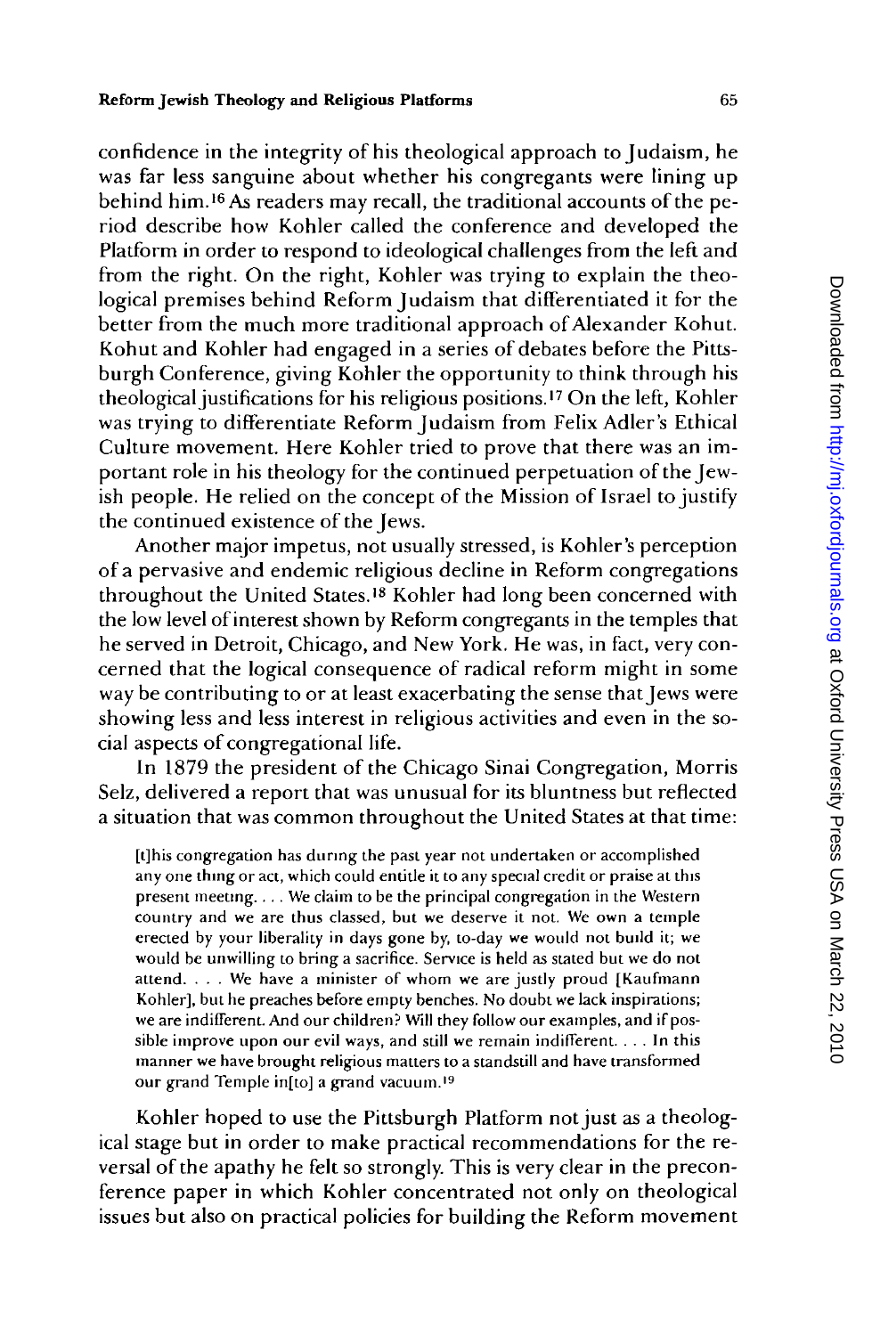confidence in the integrity of his theological approach to Judaism, he was far less sanguine about whether his congregants were lining up behind him.[16] As readers may recall, the traditional accounts of the period describe how Kohler called the conference and developed the Platform in order to respond to ideological challenges from the left and from the right. On the right, Kohler was trying to explain the theological premises behind Reform Judaism that differentiated it for the better from the much more traditional approach of Alexander Kohut. Kohut and Kohler had engaged in a series of debates before the Pittsburgh Conference, giving Kohler the opportunity to think through his theological justifications for his religious positions.[17] On the left, Kohler was trying to differentiate Reform Judaism from Felix Adler's Ethical Culture movement. Here Kohler tried to prove that there was an important role in his theology for the continued perpetuation of the Jewish people. He relied on the concept of the Mission of Israel to justify the continued existence of the Jews.

Another major impetus, not usually stressed, is Kohler's perception of a pervasive and endemic religious decline in Reform congregations throughout the United States.[18] Kohler had long been concerned with the low level of interest shown by Reform congregants in the temples that he served in Detroit, Chicago, and New York. He was, in fact, very concerned that the logical consequence of radical reform might in some way be contributing to or at least exacerbating the sense that Jews were showing less and less interest in religious activities and even in the social aspects of congregational life.

In 1879 the president of the Chicago Sinai Congregation, Morris Selz, delivered a report that was unusual for its bluntness but reflected a situation that was common throughout the United States at that time:

> [t]his congregation has during the past year not undertaken or accomplished any one thing or act, which could entitle it to any special credit or praise at this present meeting. . . . We claim to be the principal congregation in the Western country and we are thus classed, but we deserve it not. We own a temple erected by your liberality in days gone by, to-day we would not build it; we would be unwilling to bring a sacrifice. Service is held as stated but we do not attend. . . . We have a minister of whom we are justly proud [Kaufmann Kohler], but he preaches before empty benches. No doubt we lack inspirations; we are indifferent. And our children? Will they follow our examples, and if possible improve upon our evil ways, and still we remain indifferent. . . . In this manner we have brought religious matters to a standstill and have transformed our grand Temple in[to] a grand vacuum.[19]

Kohler hoped to use the Pittsburgh Platform not just as a theological stage but in order to make practical recommendations for the reversal of the apathy he felt so strongly. This is very clear in the preconference paper in which Kohler concentrated not only on theological issues but also on practical policies for building the Reform movement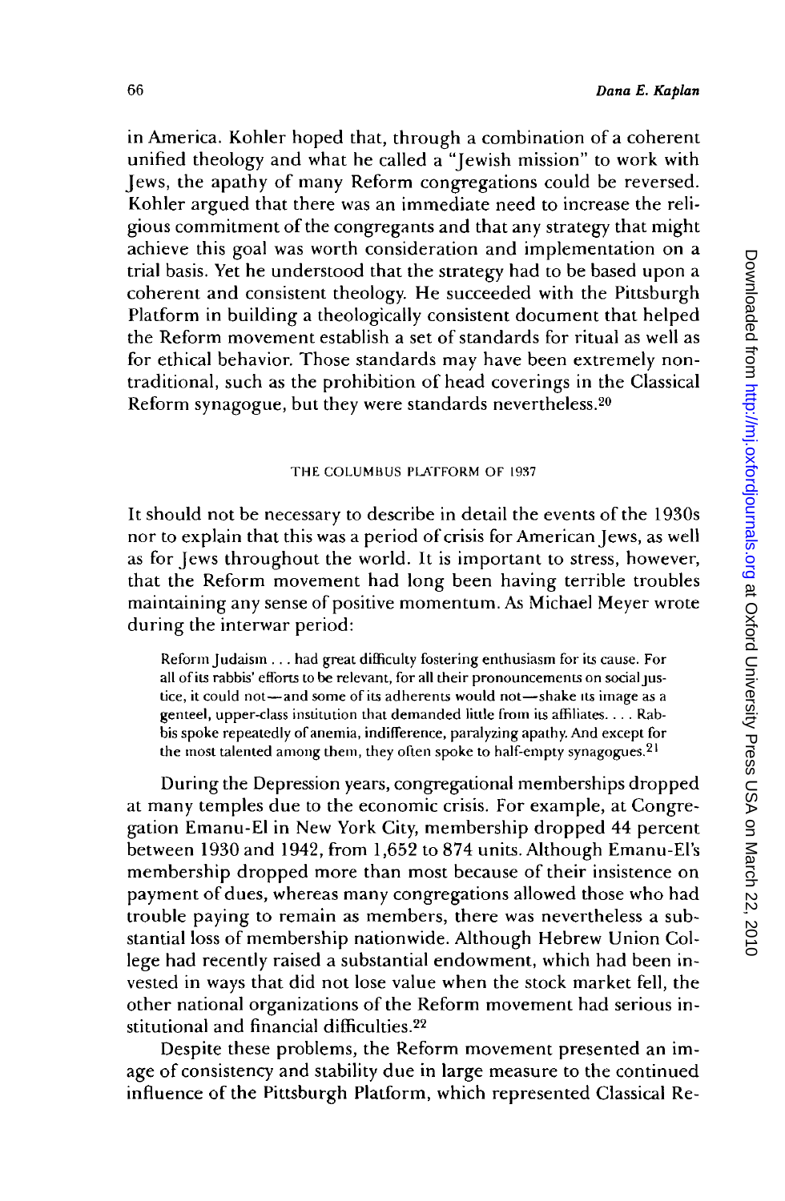in America. Kohler hoped that, through a combination of a coherent unified theology and what he called a "Jewish mission" to work with Jews, the apathy of many Reform congregations could be reversed. Kohler argued that there was an immediate need to increase the religious commitment of the congregants and that any strategy that might achieve this goal was worth consideration and implementation on a trial basis. Yet he understood that the strategy had to be based upon a coherent and consistent theology. He succeeded with the Pittsburgh Platform in building a theologically consistent document that helped the Reform movement establish a set of standards for ritual as well as for ethical behavior. Those standards may have been extremely nontraditional, such as the prohibition of head coverings in the Classical Reform synagogue, but they were standards nevertheless.[20]

## THE COLUMBUS PLATFORM OF 1937

It should not be necessary to describe in detail the events of the 1930s nor to explain that this was a period of crisis for American Jews, as well as for Jews throughout the world. It is important to stress, however, that the Reform movement had long been having terrible troubles maintaining any sense of positive momentum. As Michael Meyer wrote during the interwar period:

> Reform Judaism . . . had great difficulty fostering enthusiasm for its cause. For all of its rabbis' efforts to be relevant, for all their pronouncements on social justice, it could not—and some of its adherents would not—shake its image as a genteel, upper-class institution that demanded little from its affiliates. . . . Rabbis spoke repeatedly of anemia, indifference, paralyzing apathy. And except for the most talented among them, they often spoke to half-empty synagogues.[21]

During the Depression years, congregational memberships dropped at many temples due to the economic crisis. For example, at Congregation Emanu-El in New York City, membership dropped 44 percent between 1930 and 1942, from 1,652 to 874 units. Although Emanu-El's membership dropped more than most because of their insistence on payment of dues, whereas many congregations allowed those who had trouble paying to remain as members, there was nevertheless a substantial loss of membership nationwide. Although Hebrew Union College had recently raised a substantial endowment, which had been invested in ways that did not lose value when the stock market fell, the other national organizations of the Reform movement had serious institutional and financial difficulties.[22]

Despite these problems, the Reform movement presented an image of consistency and stability due in large measure to the continued influence of the Pittsburgh Platform, which represented Classical Re-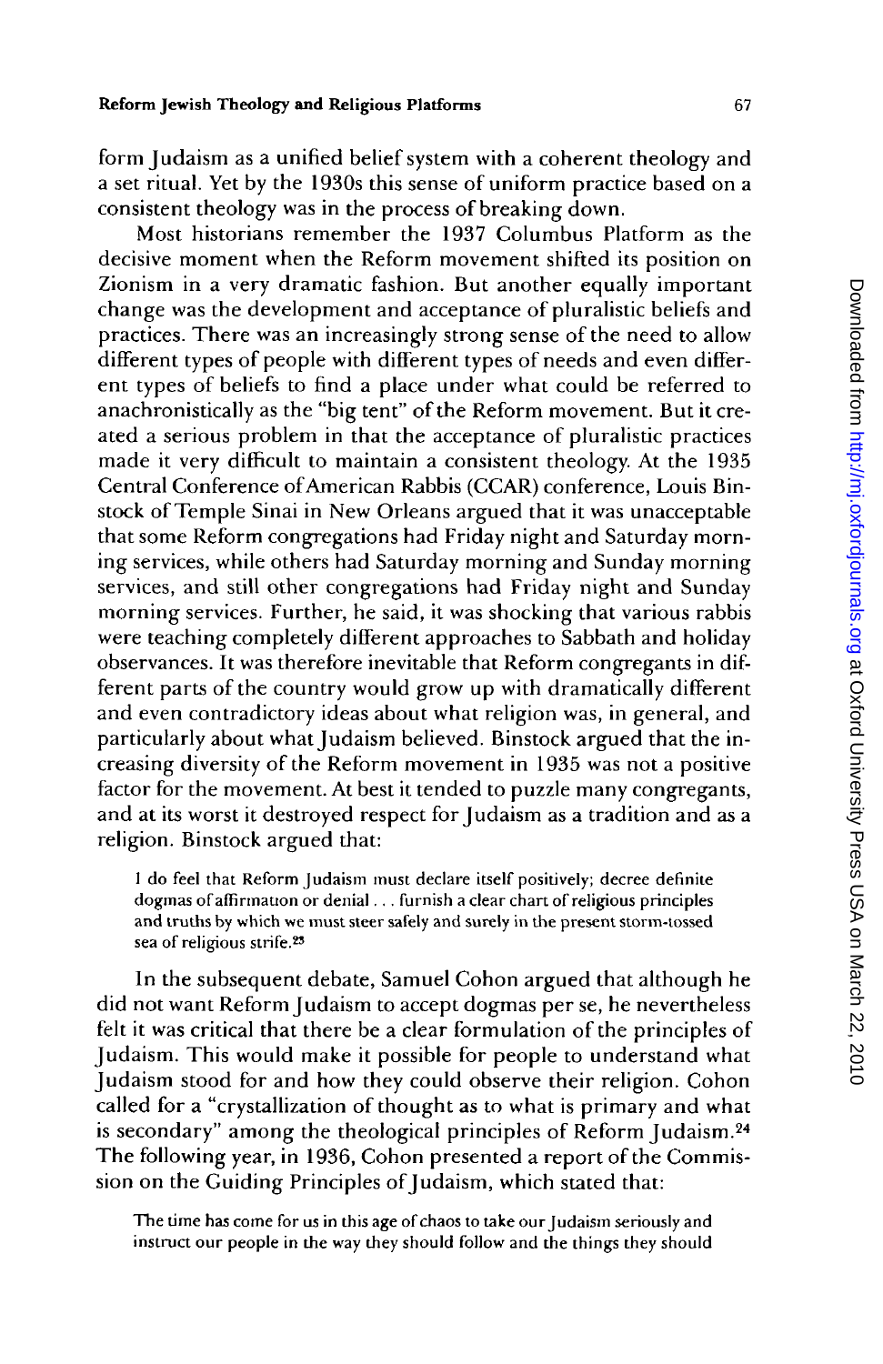form Judaism as a unified belief system with a coherent theology and a set ritual. Yet by the 1930s this sense of uniform practice based on a consistent theology was in the process of breaking down.

Most historians remember the 1937 Columbus Platform as the decisive moment when the Reform movement shifted its position on Zionism in a very dramatic fashion. But another equally important change was the development and acceptance of pluralistic beliefs and practices. There was an increasingly strong sense of the need to allow different types of people with different types of needs and even different types of beliefs to find a place under what could be referred to anachronistically as the "big tent" of the Reform movement. But it created a serious problem in that the acceptance of pluralistic practices made it very difficult to maintain a consistent theology. At the 1935 Central Conference of American Rabbis (CCAR) conference, Louis Binstock of Temple Sinai in New Orleans argued that it was unacceptable that some Reform congregations had Friday night and Saturday morning services, while others had Saturday morning and Sunday morning services, and still other congregations had Friday night and Sunday morning services. Further, he said, it was shocking that various rabbis were teaching completely different approaches to Sabbath and holiday observances. It was therefore inevitable that Reform congregants in different parts of the country would grow up with dramatically different and even contradictory ideas about what religion was, in general, and particularly about what Judaism believed. Binstock argued that the increasing diversity of the Reform movement in 1935 was not a positive factor for the movement. At best it tended to puzzle many congregants, and at its worst it destroyed respect for Judaism as a tradition and as a religion. Binstock argued that:

> I do feel that Reform Judaism must declare itself positively; decree definite dogmas of affirmation or denial . . . furnish a clear chart of religious principles and truths by which we must steer safely and surely in the present storm-tossed sea of religious strife.[23]

In the subsequent debate, Samuel Cohon argued that although he did not want Reform Judaism to accept dogmas per se, he nevertheless felt it was critical that there be a clear formulation of the principles of Judaism. This would make it possible for people to understand what Judaism stood for and how they could observe their religion. Cohon called for a "crystallization of thought as to what is primary and what is secondary" among the theological principles of Reform Judaism.[24] The following year, in 1936, Cohon presented a report of the Commission on the Guiding Principles of Judaism, which stated that:

> The time has come for us in this age of chaos to take our Judaism seriously and instruct our people in the way they should follow and the things they should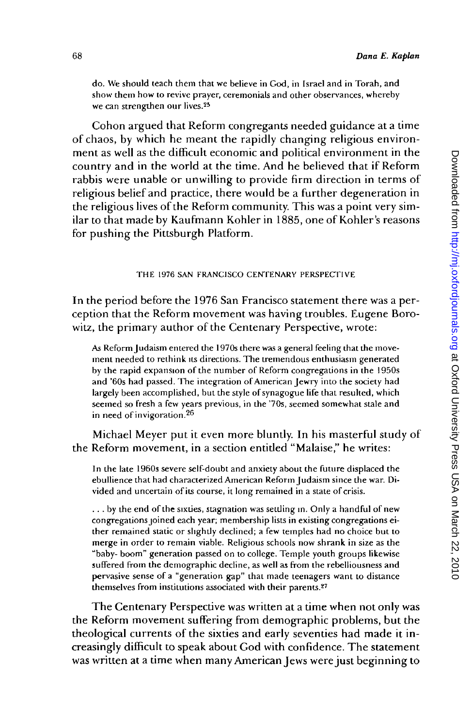> do. We should teach them that we believe in God, in Israel and in Torah, and show them how to revive prayer, ceremonials and other observances, whereby we can strengthen our lives.[25]

Cohon argued that Reform congregants needed guidance at a time of chaos, by which he meant the rapidly changing religious environment as well as the difficult economic and political environment in the country and in the world at the time. And he believed that if Reform rabbis were unable or unwilling to provide firm direction in terms of religious belief and practice, there would be a further degeneration in the religious lives of the Reform community. This was a point very similar to that made by Kaufmann Kohler in 1885, one of Kohler's reasons for pushing the Pittsburgh Platform.

### THE 1976 SAN FRANCISCO CENTENARY PERSPECTIVE

In the period before the 1976 San Francisco statement there was a perception that the Reform movement was having troubles. Eugene Borowitz, the primary author of the Centenary Perspective, wrote:

> As Reform Judaism entered the 1970s there was a general feeling that the movement needed to rethink its directions. The tremendous enthusiasm generated by the rapid expansion of the number of Reform congregations in the 1950s and '60s had passed. The integration of American Jewry into the society had largely been accomplished, but the style of synagogue life that resulted, which seemed so fresh a few years previous, in the '70s, seemed somewhat stale and in need of invigoration.[26]

Michael Meyer put it even more bluntly. In his masterful study of the Reform movement, in a section entitled "Malaise," he writes:

> In the late 1960s severe self-doubt and anxiety about the future displaced the ebullience that had characterized American Reform Judaism since the war. Divided and uncertain of its course, it long remained in a state of crisis.
>
> . . . by the end of the sixties, stagnation was settling in. Only a handful of new congregations joined each year; membership lists in existing congregations either remained static or slightly declined; a few temples had no choice but to merge in order to remain viable. Religious schools now shrank in size as the "baby- boom" generation passed on to college. Temple youth groups likewise suffered from the demographic decline, as well as from the rebelliousness and pervasive sense of a "generation gap" that made teenagers want to distance themselves from institutions associated with their parents.[27]

The Centenary Perspective was written at a time when not only was the Reform movement suffering from demographic problems, but the theological currents of the sixties and early seventies had made it increasingly difficult to speak about God with confidence. The statement was written at a time when many American Jews were just beginning to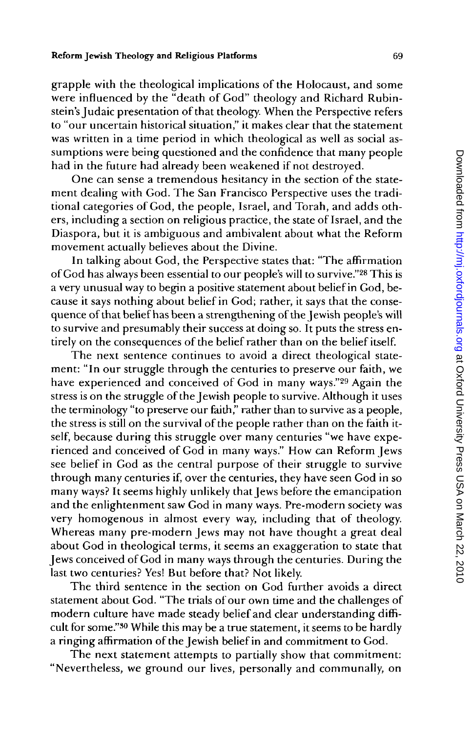grapple with the theological implications of the Holocaust, and some were influenced by the "death of God" theology and Richard Rubinstein's Judaic presentation of that theology. When the Perspective refers to "our uncertain historical situation," it makes clear that the statement was written in a time period in which theological as well as social assumptions were being questioned and the confidence that many people had in the future had already been weakened if not destroyed.

One can sense a tremendous hesitancy in the section of the statement dealing with God. The San Francisco Perspective uses the traditional categories of God, the people, Israel, and Torah, and adds others, including a section on religious practice, the state of Israel, and the Diaspora, but it is ambiguous and ambivalent about what the Reform movement actually believes about the Divine.

In talking about God, the Perspective states that: "The affirmation of God has always been essential to our people's will to survive."[28] This is a very unusual way to begin a positive statement about belief in God, because it says nothing about belief in God; rather, it says that the consequence of that belief has been a strengthening of the Jewish people's will to survive and presumably their success at doing so. It puts the stress entirely on the consequences of the belief rather than on the belief itself.

The next sentence continues to avoid a direct theological statement: "In our struggle through the centuries to preserve our faith, we have experienced and conceived of God in many ways."[29] Again the stress is on the struggle of the Jewish people to survive. Although it uses the terminology "to preserve our faith," rather than to survive as a people, the stress is still on the survival of the people rather than on the faith itself, because during this struggle over many centuries "we have experienced and conceived of God in many ways." How can Reform Jews see belief in God as the central purpose of their struggle to survive through many centuries if, over the centuries, they have seen God in so many ways? It seems highly unlikely that Jews before the emancipation and the enlightenment saw God in many ways. Pre-modern society was very homogenous in almost every way, including that of theology. Whereas many pre-modern Jews may not have thought a great deal about God in theological terms, it seems an exaggeration to state that Jews conceived of God in many ways through the centuries. During the last two centuries? Yes! But before that? Not likely.

The third sentence in the section on God further avoids a direct statement about God. "The trials of our own time and the challenges of modern culture have made steady belief and clear understanding difficult for some."[30] While this may be a true statement, it seems to be hardly a ringing affirmation of the Jewish belief in and commitment to God.

The next statement attempts to partially show that commitment: "Nevertheless, we ground our lives, personally and communally, on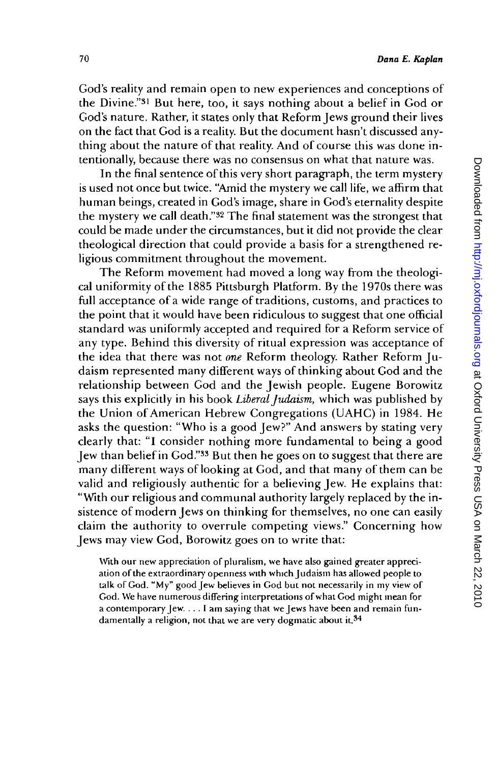God's reality and remain open to new experiences and conceptions of the Divine."[31] But here, too, it says nothing about a belief in God or God's nature. Rather, it states only that Reform Jews ground their lives on the fact that God is a reality. But the document hasn't discussed anything about the nature of that reality. And of course this was done intentionally, because there was no consensus on what that nature was.

In the final sentence of this very short paragraph, the term mystery is used not once but twice. "Amid the mystery we call life, we affirm that human beings, created in God's image, share in God's eternality despite the mystery we call death."[32] The final statement was the strongest that could be made under the circumstances, but it did not provide the clear theological direction that could provide a basis for a strengthened religious commitment throughout the movement.

The Reform movement had moved a long way from the theological uniformity of the 1885 Pittsburgh Platform. By the 1970s there was full acceptance of a wide range of traditions, customs, and practices to the point that it would have been ridiculous to suggest that one official standard was uniformly accepted and required for a Reform service of any type. Behind this diversity of ritual expression was acceptance of the idea that there was not *one* Reform theology. Rather Reform Judaism represented many different ways of thinking about God and the relationship between God and the Jewish people. Eugene Borowitz says this explicitly in his book *Liberal Judaism,* which was published by the Union of American Hebrew Congregations (UAHC) in 1984. He asks the question: "Who is a good Jew?" And answers by stating very clearly that: "I consider nothing more fundamental to being a good Jew than belief in God."[33] But then he goes on to suggest that there are many different ways of looking at God, and that many of them can be valid and religiously authentic for a believing Jew. He explains that: "With our religious and communal authority largely replaced by the insistence of modern Jews on thinking for themselves, no one can easily claim the authority to overrule competing views." Concerning how Jews may view God, Borowitz goes on to write that:

> With our new appreciation of pluralism, we have also gained greater appreciation of the extraordinary openness with which Judaism has allowed people to talk of God. "My" good Jew believes in God but not necessarily in my view of God. We have numerous differing interpretations of what God might mean for a contemporary Jew. . . . I am saying that we Jews have been and remain fundamentally a religion, not that we are very dogmatic about it.[34]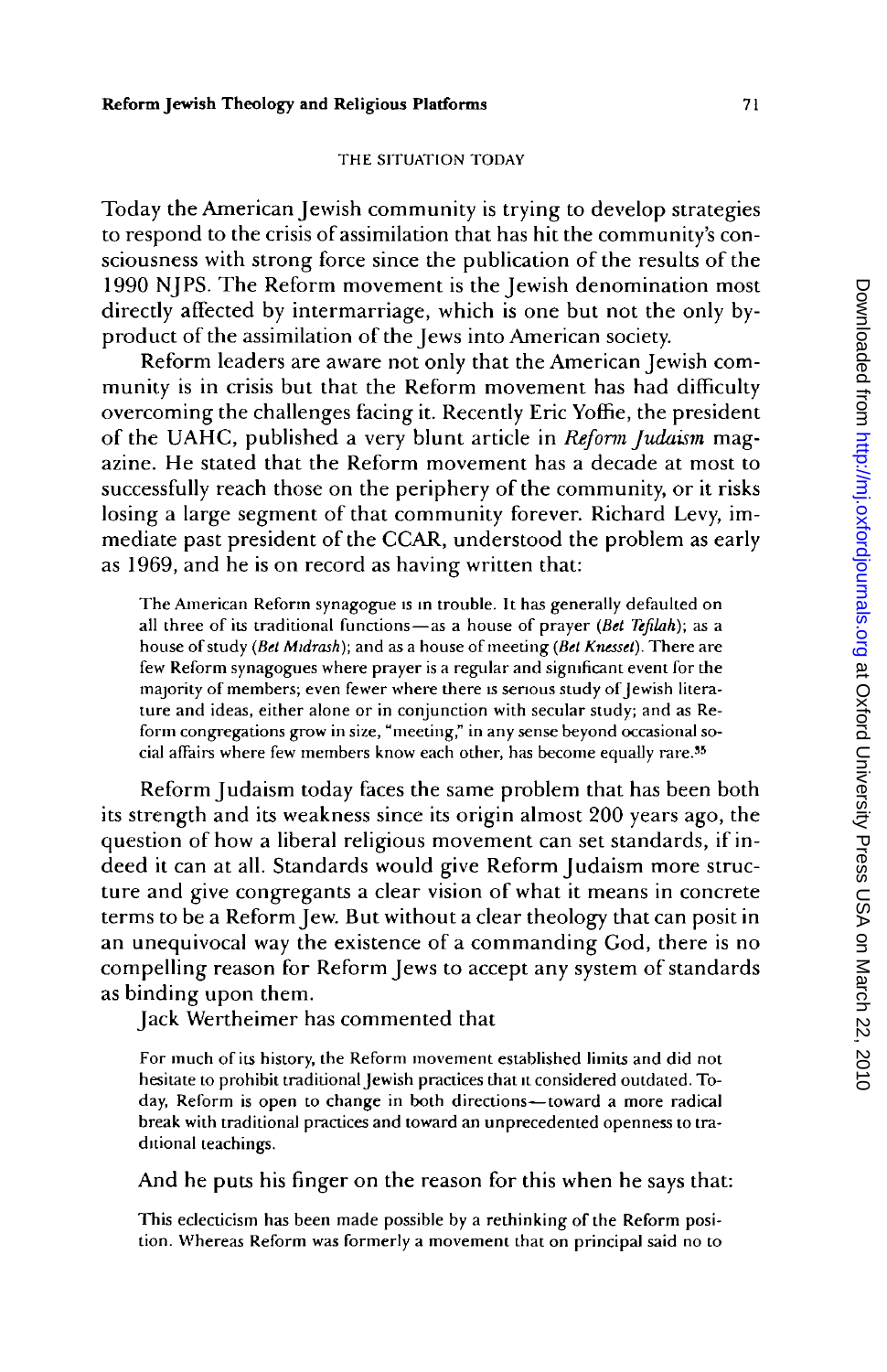## THE SITUATION TODAY

Today the American Jewish community is trying to develop strategies to respond to the crisis of assimilation that has hit the community's consciousness with strong force since the publication of the results of the 1990 NJPS. The Reform movement is the Jewish denomination most directly affected by intermarriage, which is one but not the only by-product of the assimilation of the Jews into American society.

Reform leaders are aware not only that the American Jewish community is in crisis but that the Reform movement has had difficulty overcoming the challenges facing it. Recently Eric Yoffie, the president of the UAHC, published a very blunt article in *Reform Judaism* magazine. He stated that the Reform movement has a decade at most to successfully reach those on the periphery of the community, or it risks losing a large segment of that community forever. Richard Levy, immediate past president of the CCAR, understood the problem as early as 1969, and he is on record as having written that:

> The American Reform synagogue is in trouble. It has generally defaulted on all three of its traditional functions—as a house of prayer (*Bet Tefilah*); as a house of study (*Bet Midrash*); and as a house of meeting (*Bet Knesset*). There are few Reform synagogues where prayer is a regular and significant event for the majority of members; even fewer where there is serious study of Jewish literature and ideas, either alone or in conjunction with secular study; and as Reform congregations grow in size, "meeting," in any sense beyond occasional social affairs where few members know each other, has become equally rare.[35]

Reform Judaism today faces the same problem that has been both its strength and its weakness since its origin almost 200 years ago, the question of how a liberal religious movement can set standards, if indeed it can at all. Standards would give Reform Judaism more structure and give congregants a clear vision of what it means in concrete terms to be a Reform Jew. But without a clear theology that can posit in an unequivocal way the existence of a commanding God, there is no compelling reason for Reform Jews to accept any system of standards as binding upon them.

Jack Wertheimer has commented that

> For much of its history, the Reform movement established limits and did not hesitate to prohibit traditional Jewish practices that it considered outdated. Today, Reform is open to change in both directions—toward a more radical break with traditional practices and toward an unprecedented openness to traditional teachings.

And he puts his finger on the reason for this when he says that:

> This eclecticism has been made possible by a rethinking of the Reform position. Whereas Reform was formerly a movement that on principal said no to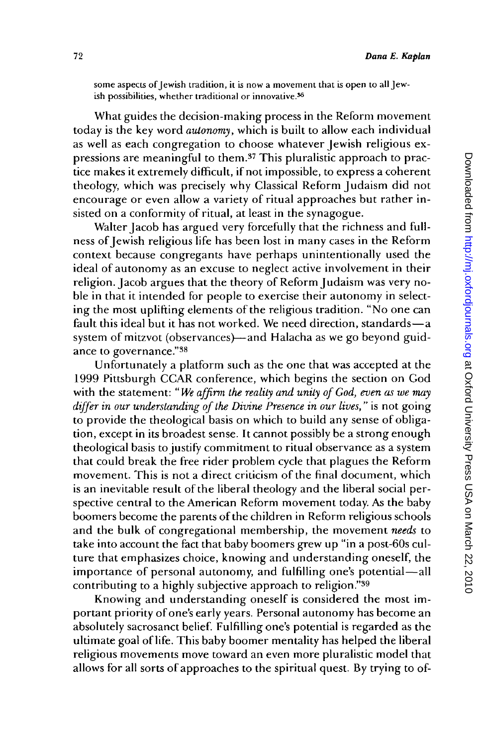some aspects of Jewish tradition, it is now a movement that is open to all Jewish possibilities, whether traditional or innovative.[36]

What guides the decision-making process in the Reform movement today is the key word *autonomy*, which is built to allow each individual as well as each congregation to choose whatever Jewish religious expressions are meaningful to them.[37] This pluralistic approach to practice makes it extremely difficult, if not impossible, to express a coherent theology, which was precisely why Classical Reform Judaism did not encourage or even allow a variety of ritual approaches but rather insisted on a conformity of ritual, at least in the synagogue.

Walter Jacob has argued very forcefully that the richness and fullness of Jewish religious life has been lost in many cases in the Reform context because congregants have perhaps unintentionally used the ideal of autonomy as an excuse to neglect active involvement in their religion. Jacob argues that the theory of Reform Judaism was very noble in that it intended for people to exercise their autonomy in selecting the most uplifting elements of the religious tradition. "No one can fault this ideal but it has not worked. We need direction, standards—a system of mitzvot (observances)—and Halacha as we go beyond guidance to governance."[38]

Unfortunately a platform such as the one that was accepted at the 1999 Pittsburgh CCAR conference, which begins the section on God with the statement: "*We affirm the reality and unity of God, even as we may differ in our understanding of the Divine Presence in our lives,*" is not going to provide the theological basis on which to build any sense of obligation, except in its broadest sense. It cannot possibly be a strong enough theological basis to justify commitment to ritual observance as a system that could break the free rider problem cycle that plagues the Reform movement. This is not a direct criticism of the final document, which is an inevitable result of the liberal theology and the liberal social perspective central to the American Reform movement today. As the baby boomers become the parents of the children in Reform religious schools and the bulk of congregational membership, the movement *needs* to take into account the fact that baby boomers grew up "in a post-60s culture that emphasizes choice, knowing and understanding oneself, the importance of personal autonomy, and fulfilling one's potential—all contributing to a highly subjective approach to religion."[39]

Knowing and understanding oneself is considered the most important priority of one's early years. Personal autonomy has become an absolutely sacrosanct belief. Fulfilling one's potential is regarded as the ultimate goal of life. This baby boomer mentality has helped the liberal religious movements move toward an even more pluralistic model that allows for all sorts of approaches to the spiritual quest. By trying to of-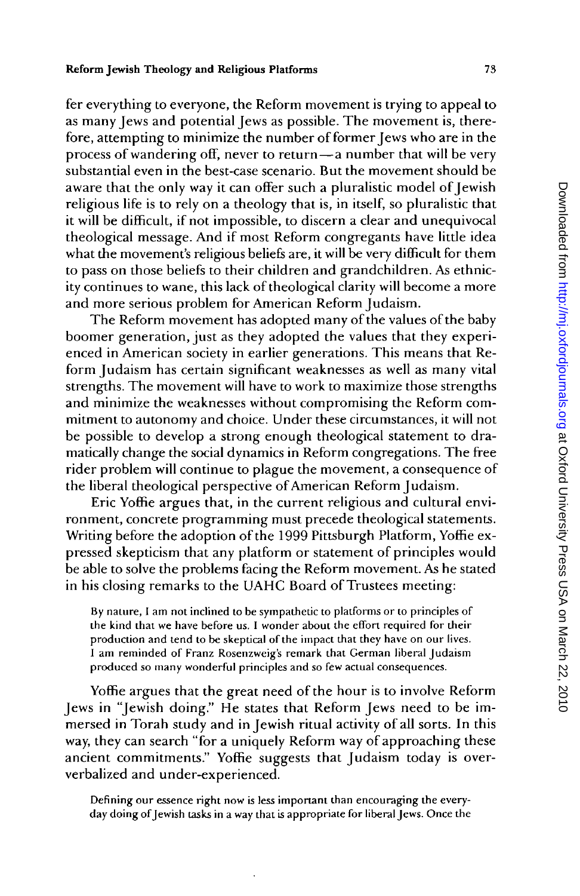fer everything to everyone, the Reform movement is trying to appeal to as many Jews and potential Jews as possible. The movement is, therefore, attempting to minimize the number of former Jews who are in the process of wandering off, never to return—a number that will be very substantial even in the best-case scenario. But the movement should be aware that the only way it can offer such a pluralistic model of Jewish religious life is to rely on a theology that is, in itself, so pluralistic that it will be difficult, if not impossible, to discern a clear and unequivocal theological message. And if most Reform congregants have little idea what the movement's religious beliefs are, it will be very difficult for them to pass on those beliefs to their children and grandchildren. As ethnicity continues to wane, this lack of theological clarity will become a more and more serious problem for American Reform Judaism.

The Reform movement has adopted many of the values of the baby boomer generation, just as they adopted the values that they experienced in American society in earlier generations. This means that Reform Judaism has certain significant weaknesses as well as many vital strengths. The movement will have to work to maximize those strengths and minimize the weaknesses without compromising the Reform commitment to autonomy and choice. Under these circumstances, it will not be possible to develop a strong enough theological statement to dramatically change the social dynamics in Reform congregations. The free rider problem will continue to plague the movement, a consequence of the liberal theological perspective of American Reform Judaism.

Eric Yoffie argues that, in the current religious and cultural environment, concrete programming must precede theological statements. Writing before the adoption of the 1999 Pittsburgh Platform, Yoffie expressed skepticism that any platform or statement of principles would be able to solve the problems facing the Reform movement. As he stated in his closing remarks to the UAHC Board of Trustees meeting:

> By nature, I am not inclined to be sympathetic to platforms or to principles of the kind that we have before us. I wonder about the effort required for their production and tend to be skeptical of the impact that they have on our lives. I am reminded of Franz Rosenzweig's remark that German liberal Judaism produced so many wonderful principles and so few actual consequences.

Yoffie argues that the great need of the hour is to involve Reform Jews in "Jewish doing." He states that Reform Jews need to be immersed in Torah study and in Jewish ritual activity of all sorts. In this way, they can search "for a uniquely Reform way of approaching these ancient commitments." Yoffie suggests that Judaism today is oververbalized and under-experienced.

> Defining our essence right now is less important than encouraging the everyday doing of Jewish tasks in a way that is appropriate for liberal Jews. Once the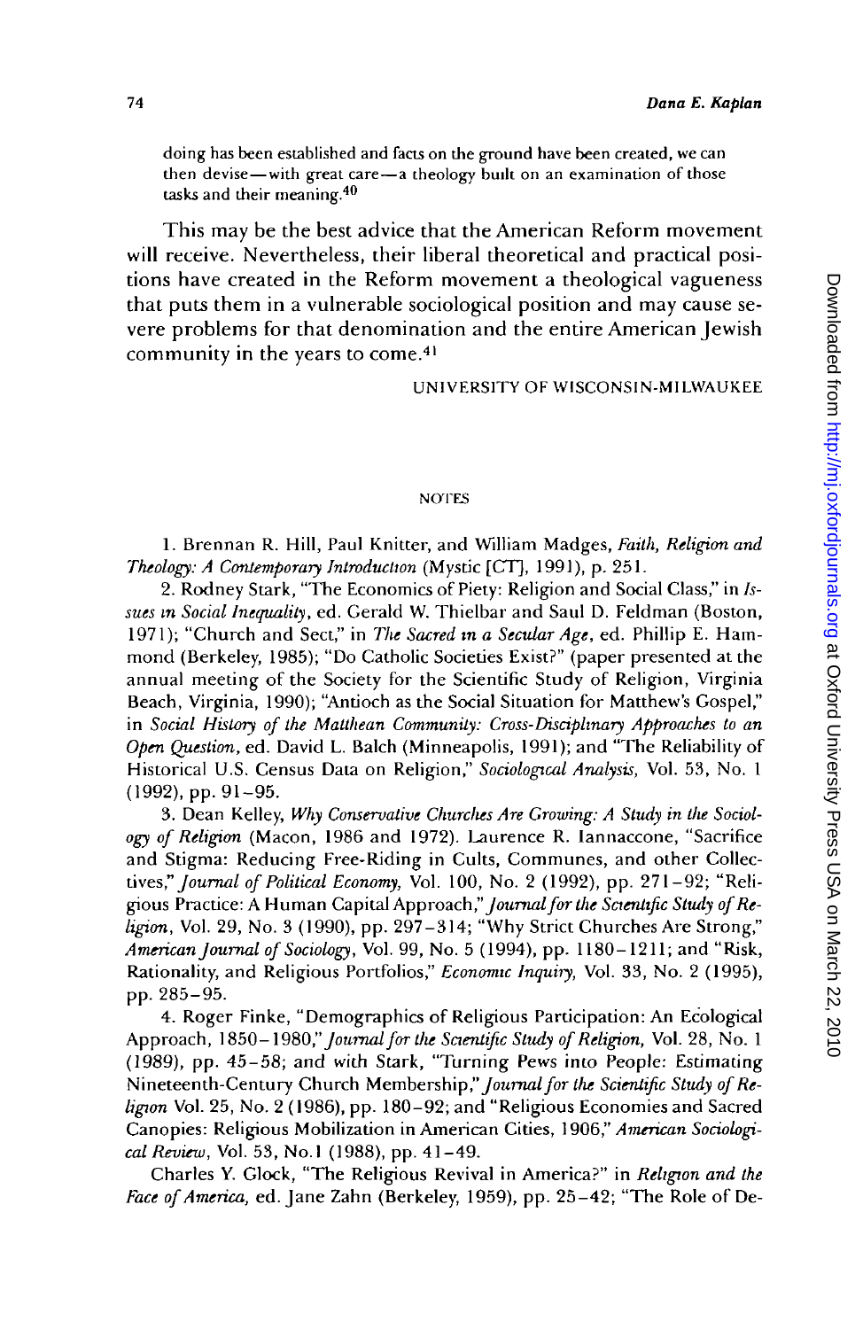doing has been established and facts on the ground have been created, we can then devise—with great care—a theology built on an examination of those tasks and their meaning.[40]

This may be the best advice that the American Reform movement will receive. Nevertheless, their liberal theoretical and practical positions have created in the Reform movement a theological vagueness that puts them in a vulnerable sociological position and may cause severe problems for that denomination and the entire American Jewish community in the years to come.[41]

UNIVERSITY OF WISCONSIN-MILWAUKEE

## NOTES

1. Brennan R. Hill, Paul Knitter, and William Madges, *Faith, Religion and Theology: A Contemporary Introduction* (Mystic [CT], 1991), p. 251.

2. Rodney Stark, "The Economics of Piety: Religion and Social Class," in *Issues in Social Inequality*, ed. Gerald W. Thielbar and Saul D. Feldman (Boston, 1971); "Church and Sect," in *The Sacred in a Secular Age*, ed. Phillip E. Hammond (Berkeley, 1985); "Do Catholic Societies Exist?" (paper presented at the annual meeting of the Society for the Scientific Study of Religion, Virginia Beach, Virginia, 1990); "Antioch as the Social Situation for Matthew's Gospel," in *Social History of the Matthean Community: Cross-Disciplinary Approaches to an Open Question*, ed. David L. Balch (Minneapolis, 1991); and "The Reliability of Historical U.S. Census Data on Religion," *Sociological Analysis*, Vol. 53, No. 1 (1992), pp. 91–95.

3. Dean Kelley, *Why Conservative Churches Are Growing: A Study in the Sociology of Religion* (Macon, 1986 and 1972). Laurence R. Iannaccone, "Sacrifice and Stigma: Reducing Free-Riding in Cults, Communes, and other Collectives," *Journal of Political Economy*, Vol. 100, No. 2 (1992), pp. 271–92; "Religious Practice: A Human Capital Approach," *Journal for the Scientific Study of Religion*, Vol. 29, No. 3 (1990), pp. 297–314; "Why Strict Churches Are Strong," *American Journal of Sociology*, Vol. 99, No. 5 (1994), pp. 1180–1211; and "Risk, Rationality, and Religious Portfolios," *Economic Inquiry*, Vol. 33, No. 2 (1995), pp. 285–95.

4. Roger Finke, "Demographics of Religious Participation: An Ecological Approach, 1850–1980," *Journal for the Scientific Study of Religion*, Vol. 28, No. 1 (1989), pp. 45–58; and with Stark, "Turning Pews into People: Estimating Nineteenth-Century Church Membership," *Journal for the Scientific Study of Religion* Vol. 25, No. 2 (1986), pp. 180–92; and "Religious Economies and Sacred Canopies: Religious Mobilization in American Cities, 1906," *American Sociological Review*, Vol. 53, No.1 (1988), pp. 41–49.

Charles Y. Glock, "The Religious Revival in America?" in *Religion and the Face of America*, ed. Jane Zahn (Berkeley, 1959), pp. 25–42; "The Role of De-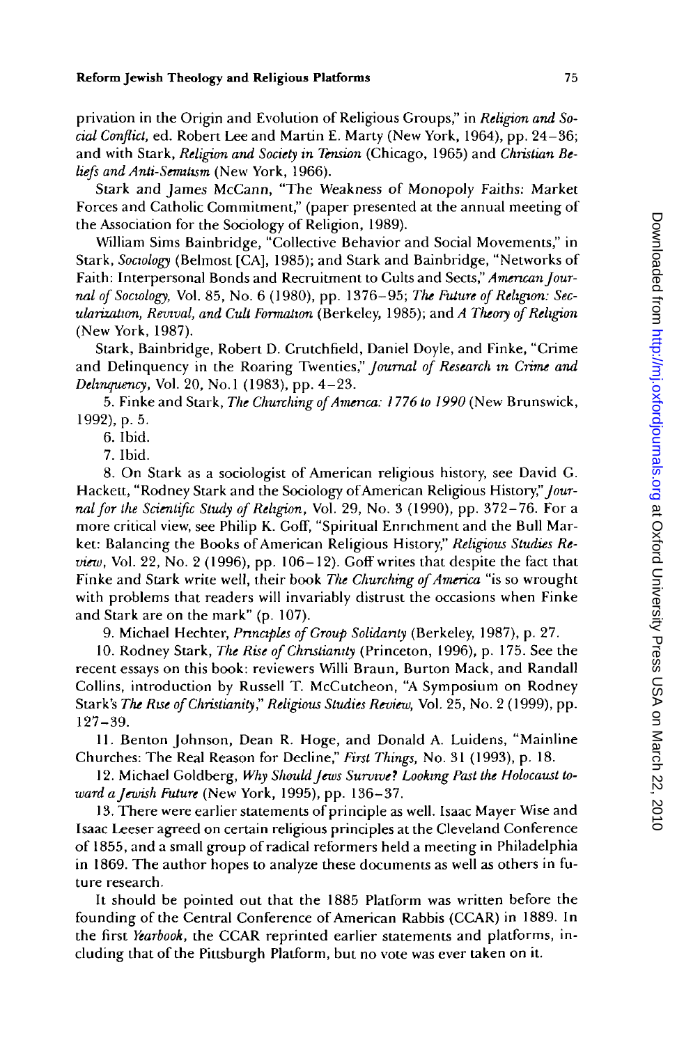privation in the Origin and Evolution of Religious Groups," in *Religion and Social Conflict*, ed. Robert Lee and Martin E. Marty (New York, 1964), pp. 24–36; and with Stark, *Religion and Society in Tension* (Chicago, 1965) and *Christian Beliefs and Anti-Semitism* (New York, 1966).

Stark and James McCann, "The Weakness of Monopoly Faiths: Market Forces and Catholic Commitment," (paper presented at the annual meeting of the Association for the Sociology of Religion, 1989).

William Sims Bainbridge, "Collective Behavior and Social Movements," in Stark, *Sociology* (Belmost [CA], 1985); and Stark and Bainbridge, "Networks of Faith: Interpersonal Bonds and Recruitment to Cults and Sects," *American Journal of Sociology*, Vol. 85, No. 6 (1980), pp. 1376–95; *The Future of Religion: Secularization, Revival, and Cult Formation* (Berkeley, 1985); and *A Theory of Religion* (New York, 1987).

Stark, Bainbridge, Robert D. Crutchfield, Daniel Doyle, and Finke, "Crime and Delinquency in the Roaring Twenties," *Journal of Research in Crime and Delinquency*, Vol. 20, No.1 (1983), pp. 4–23.

5. Finke and Stark, *The Churching of America: 1776 to 1990* (New Brunswick, 1992), p. 5.

6. Ibid.

7. Ibid.

8. On Stark as a sociologist of American religious history, see David G. Hackett, "Rodney Stark and the Sociology of American Religious History," *Journal for the Scientific Study of Religion*, Vol. 29, No. 3 (1990), pp. 372–76. For a more critical view, see Philip K. Goff, "Spiritual Enrichment and the Bull Market: Balancing the Books of American Religious History," *Religious Studies Review*, Vol. 22, No. 2 (1996), pp. 106–12). Goff writes that despite the fact that Finke and Stark write well, their book *The Churching of America* "is so wrought with problems that readers will invariably distrust the occasions when Finke and Stark are on the mark" (p. 107).

9. Michael Hechter, *Principles of Group Solidarity* (Berkeley, 1987), p. 27.

10. Rodney Stark, *The Rise of Christianity* (Princeton, 1996), p. 175. See the recent essays on this book: reviewers Willi Braun, Burton Mack, and Randall Collins, introduction by Russell T. McCutcheon, "A Symposium on Rodney Stark's *The Rise of Christianity*," *Religious Studies Review*, Vol. 25, No. 2 (1999), pp. 127–39.

11. Benton Johnson, Dean R. Hoge, and Donald A. Luidens, "Mainline Churches: The Real Reason for Decline," *First Things*, No. 31 (1993), p. 18.

12. Michael Goldberg, *Why Should Jews Survive? Looking Past the Holocaust toward a Jewish Future* (New York, 1995), pp. 136–37.

13. There were earlier statements of principle as well. Isaac Mayer Wise and Isaac Leeser agreed on certain religious principles at the Cleveland Conference of 1855, and a small group of radical reformers held a meeting in Philadelphia in 1869. The author hopes to analyze these documents as well as others in future research.

It should be pointed out that the 1885 Platform was written before the founding of the Central Conference of American Rabbis (CCAR) in 1889. In the first *Yearbook*, the CCAR reprinted earlier statements and platforms, including that of the Pittsburgh Platform, but no vote was ever taken on it.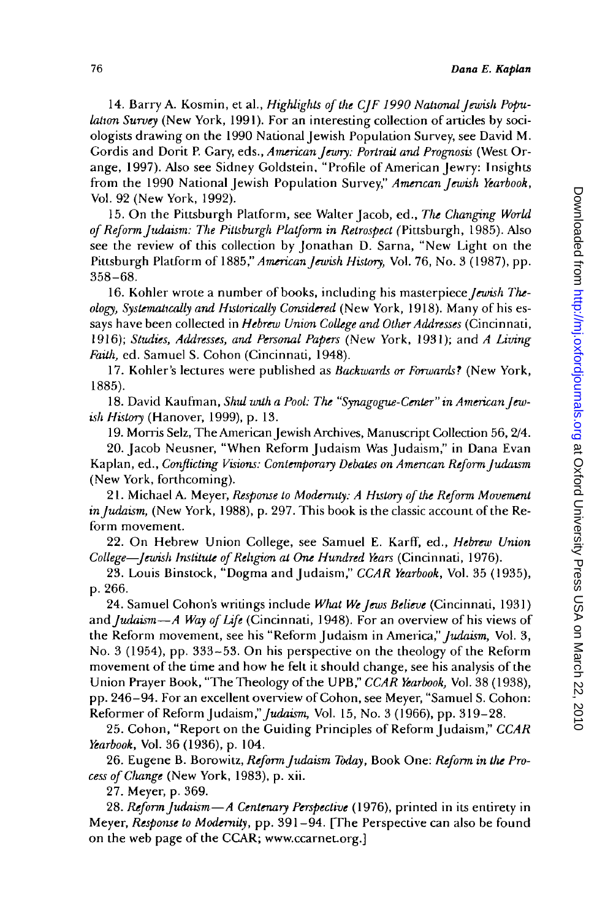14. Barry A. Kosmin, et al., *Highlights of the CJF 1990 National Jewish Population Survey* (New York, 1991). For an interesting collection of articles by sociologists drawing on the 1990 National Jewish Population Survey, see David M. Gordis and Dorit P. Gary, eds., *American Jewry: Portrait and Prognosis* (West Orange, 1997). Also see Sidney Goldstein, "Profile of American Jewry: Insights from the 1990 National Jewish Population Survey," *American Jewish Yearbook*, Vol. 92 (New York, 1992).

15. On the Pittsburgh Platform, see Walter Jacob, ed., *The Changing World of Reform Judaism: The Pittsburgh Platform in Retrospect* (Pittsburgh, 1985). Also see the review of this collection by Jonathan D. Sarna, "New Light on the Pittsburgh Platform of 1885," *American Jewish History*, Vol. 76, No. 3 (1987), pp. 358–68.

16. Kohler wrote a number of books, including his masterpiece *Jewish Theology, Systematically and Historically Considered* (New York, 1918). Many of his essays have been collected in *Hebrew Union College and Other Addresses* (Cincinnati, 1916); *Studies, Addresses, and Personal Papers* (New York, 1931); and *A Living Faith*, ed. Samuel S. Cohon (Cincinnati, 1948).

17. Kohler's lectures were published as *Backwards or Forwards?* (New York, 1885).

18. David Kaufman, *Shul with a Pool: The "Synagogue-Center" in American Jewish History* (Hanover, 1999), p. 13.

19. Morris Selz, The American Jewish Archives, Manuscript Collection 56, 2/4.

20. Jacob Neusner, "When Reform Judaism Was Judaism," in Dana Evan Kaplan, ed., *Conflicting Visions: Contemporary Debates on American Reform Judaism* (New York, forthcoming).

21. Michael A. Meyer, *Response to Modernity: A History of the Reform Movement in Judaism*, (New York, 1988), p. 297. This book is the classic account of the Reform movement.

22. On Hebrew Union College, see Samuel E. Karff, ed., *Hebrew Union College—Jewish Institute of Religion at One Hundred Years* (Cincinnati, 1976).

23. Louis Binstock, "Dogma and Judaism," *CCAR Yearbook*, Vol. 35 (1935), p. 266.

24. Samuel Cohon's writings include *What We Jews Believe* (Cincinnati, 1931) and *Judaism—A Way of Life* (Cincinnati, 1948). For an overview of his views of the Reform movement, see his "Reform Judaism in America," *Judaism*, Vol. 3, No. 3 (1954), pp. 333–53. On his perspective on the theology of the Reform movement of the time and how he felt it should change, see his analysis of the Union Prayer Book, "The Theology of the UPB," *CCAR Yearbook*, Vol. 38 (1938), pp. 246–94. For an excellent overview of Cohon, see Meyer, "Samuel S. Cohon: Reformer of Reform Judaism," *Judaism*, Vol. 15, No. 3 (1966), pp. 319–28.

25. Cohon, "Report on the Guiding Principles of Reform Judaism," *CCAR Yearbook*, Vol. 36 (1936), p. 104.

26. Eugene B. Borowitz, *Reform Judaism Today*, Book One: *Reform in the Process of Change* (New York, 1983), p. xii.

27. Meyer, p. 369.

28. *Reform Judaism—A Centenary Perspective* (1976), printed in its entirety in Meyer, *Response to Modernity*, pp. 391–94. [The Perspective can also be found on the web page of the CCAR; www.ccarnet.org.]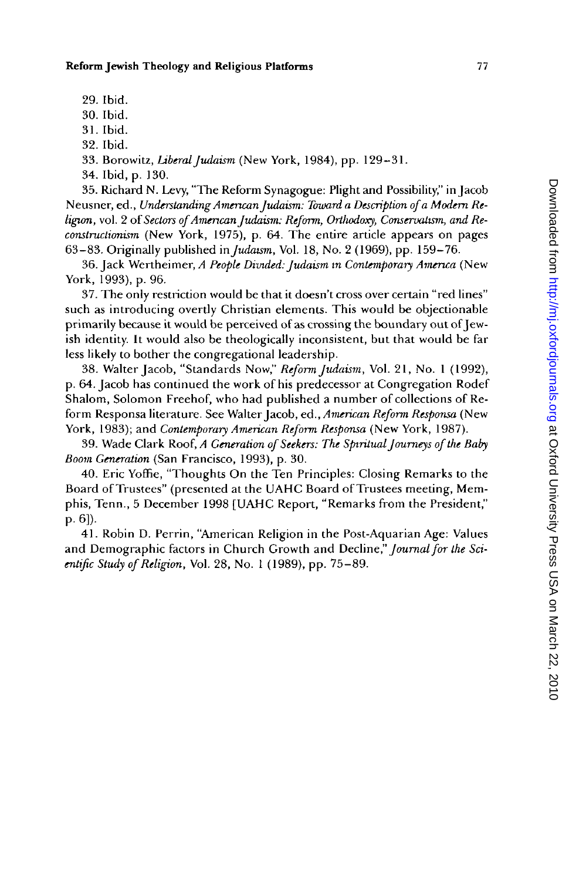29. Ibid.

30. Ibid.

31. Ibid.

32. Ibid.

33. Borowitz, *Liberal Judaism* (New York, 1984), pp. 129–31.

34. Ibid, p. 130.

35. Richard N. Levy, "The Reform Synagogue: Plight and Possibility," in Jacob Neusner, ed., *Understanding American Judaism: Toward a Description of a Modern Religion*, vol. 2 of *Sectors of American Judaism: Reform, Orthodoxy, Conservatism, and Reconstructionism* (New York, 1975), p. 64. The entire article appears on pages 63–83. Originally published in *Judaism*, Vol. 18, No. 2 (1969), pp. 159–76.

36. Jack Wertheimer, *A People Divided: Judaism in Contemporary America* (New York, 1993), p. 96.

37. The only restriction would be that it doesn't cross over certain "red lines" such as introducing overtly Christian elements. This would be objectionable primarily because it would be perceived of as crossing the boundary out of Jewish identity. It would also be theologically inconsistent, but that would be far less likely to bother the congregational leadership.

38. Walter Jacob, "Standards Now," *Reform Judaism*, Vol. 21, No. 1 (1992), p. 64. Jacob has continued the work of his predecessor at Congregation Rodef Shalom, Solomon Freehof, who had published a number of collections of Reform Responsa literature. See Walter Jacob, ed., *American Reform Responsa* (New York, 1983); and *Contemporary American Reform Responsa* (New York, 1987).

39. Wade Clark Roof, *A Generation of Seekers: The Spiritual Journeys of the Baby Boom Generation* (San Francisco, 1993), p. 30.

40. Eric Yoffie, "Thoughts On the Ten Principles: Closing Remarks to the Board of Trustees" (presented at the UAHC Board of Trustees meeting, Memphis, Tenn., 5 December 1998 [UAHC Report, "Remarks from the President," p. 6]).

41. Robin D. Perrin, "American Religion in the Post-Aquarian Age: Values and Demographic factors in Church Growth and Decline," *Journal for the Scientific Study of Religion*, Vol. 28, No. 1 (1989), pp. 75–89.